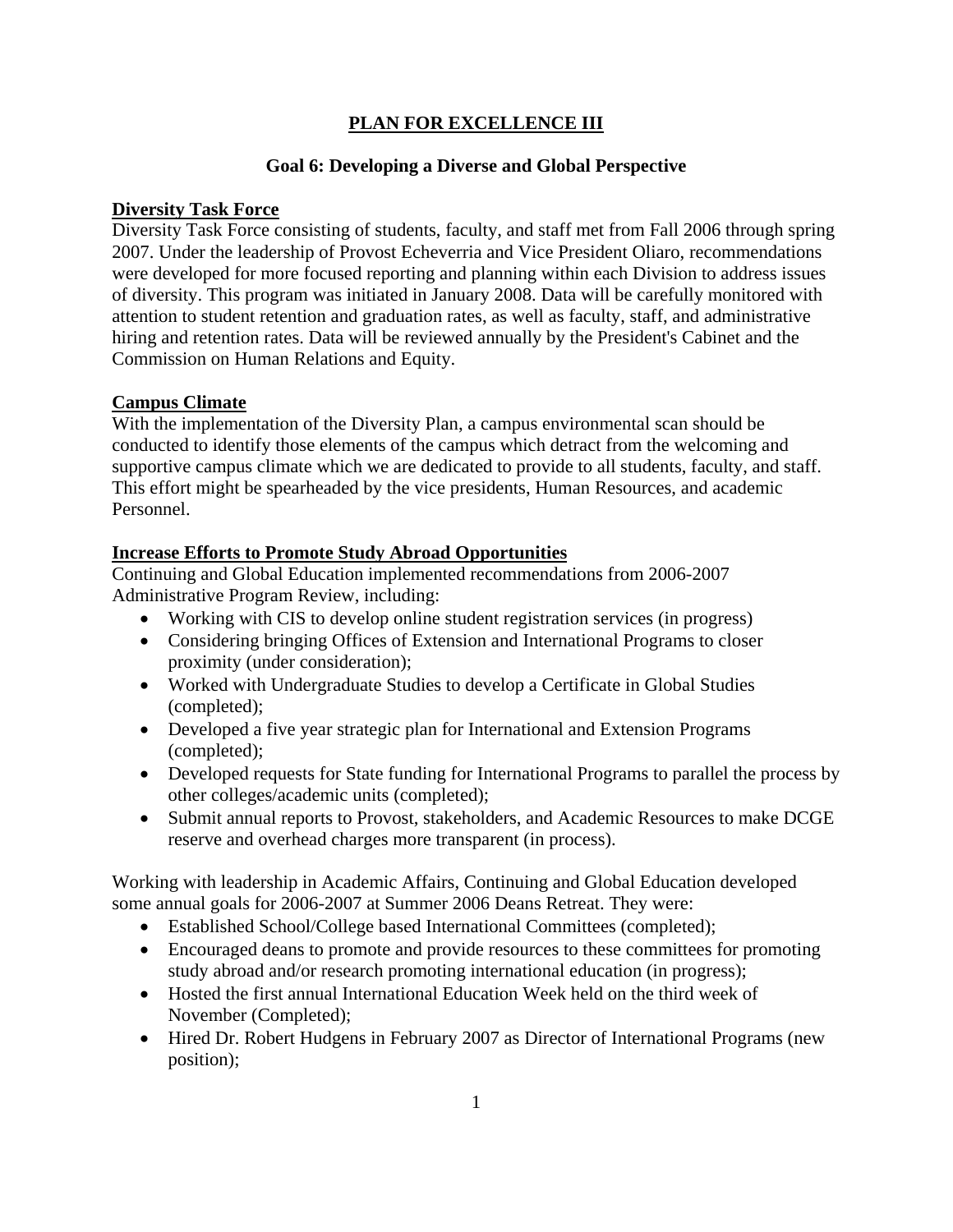# PLAN FOR EXCELLENCE III

## Goal 6: Developing a Diverse and Global Perspective

### Diversity Task Force

Diversity Task Force consisting of students, faculty, and staff met from Fall 2006 through spring 2007. Under the leadership of Provost Echeverria and Vice President Oliaro, recommendations were developed for more focused reporting and planning within each Division to address issues of diversity. This program was initiated in January 2008. Data will be carefully monitored with attention to student retention and graduation rates, as well as faculty, staff, and administrative hiring and retention rates. Data will be reviewed annually by the President's Cabinet and the Commission on Human Relations and Equity.

### Campus Climate

With the implementation of the Diversity Plan, a campus environmental scan should be conducted to identify those elements of the campus which detract from the welcoming and supportive campus climate which we are dedicated to provide to all students, faculty, and staff. This effort might be spearheaded by the vice presidents, Human Resources, and academic Personnel.

### Increase Efforts to Promote Study Abroad Opportunities

Continuing and Global Education implemented recommendations from 2006-2007 Administrative Program Review, including:

- Working with CIS to develop online student registration services (in progress)
- Considering bringing Offices of Extension and International Programs to closer proximity (under consideration);
- Worked with Undergraduate Studies to develop a Certificate in Global Studies (completed);
- Developed a five year strategic plan for International and Extension Programs (completed);
- Developed requests for State funding for International Programs to parallel the process by other colleges/academic units (completed);
- Submit annual reports to Provost, stakeholders, and Academic Resources to make DCGE reserve and overhead charges more transparent (in process).

Working with leadership in Academic Affairs, Continuing and Global Education developed some annual goals for 2006-2007 at Summer 2006 Deans Retreat. They were:

- Established School/College based International Committees (completed);
- Encouraged deans to promote and provide resources to these committees for promoting study abroad and/or research promoting international education (in progress);
- Hosted the first annual International Education Week held on the third week of November (Completed);
- Hired Dr. Robert Hudgens in February 2007 as Director of International Programs (new position);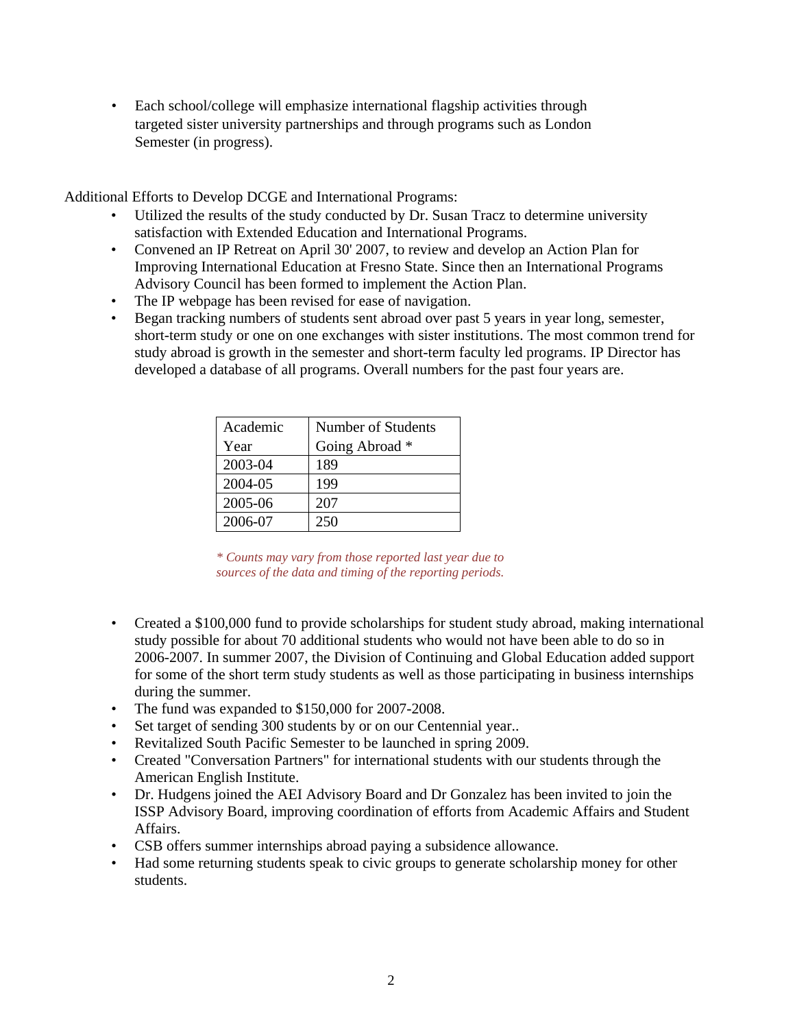- Each school/college will emphasize international flagship activities through targeted sister university partnerships and through programs such as London Semester (in progress).

Additional Efforts to Develop DCGE and International Programs:

- Utilized the results of the study conducted by Dr. Susan Tracz to determine university satisfaction with Extended Education and International Programs.
- Convened an IP Retreat on April 30' 2007, to review and develop an Action Plan for Improving International Education at Fresno State. Since then an International Programs Advisory Council has been formed to implement the Action Plan.
- The IP webpage has been revised for ease of navigation.
- Began tracking numbers of students sent abroad over past 5 years in year long, semester, short-term study or one on one exchanges with sister institutions. The most common trend for study abroad is growth in the semester and short-term faculty led programs. IP Director has developed a database of all programs. Overall numbers for the past four years are.

| Academic Year | Number of Students Going Abroad * |
|---|---|
| 2003-04 | 189 |
| 2004-05 | 199 |
| 2005-06 | 207 |
| 2006-07 | 250 |

*\* Counts may vary from those reported last year due to sources of the data and timing of the reporting periods.*

- Created a $100,000 fund to provide scholarships for student study abroad, making international study possible for about 70 additional students who would not have been able to do so in 2006-2007. In summer 2007, the Division of Continuing and Global Education added support for some of the short term study students as well as those participating in business internships during the summer.
- The fund was expanded to $150,000 for 2007-2008.
- Set target of sending 300 students by or on our Centennial year..
- Revitalized South Pacific Semester to be launched in spring 2009.
- Created "Conversation Partners" for international students with our students through the American English Institute.
- Dr. Hudgens joined the AEI Advisory Board and Dr Gonzalez has been invited to join the ISSP Advisory Board, improving coordination of efforts from Academic Affairs and Student Affairs.
- CSB offers summer internships abroad paying a subsidence allowance.
- Had some returning students speak to civic groups to generate scholarship money for other students.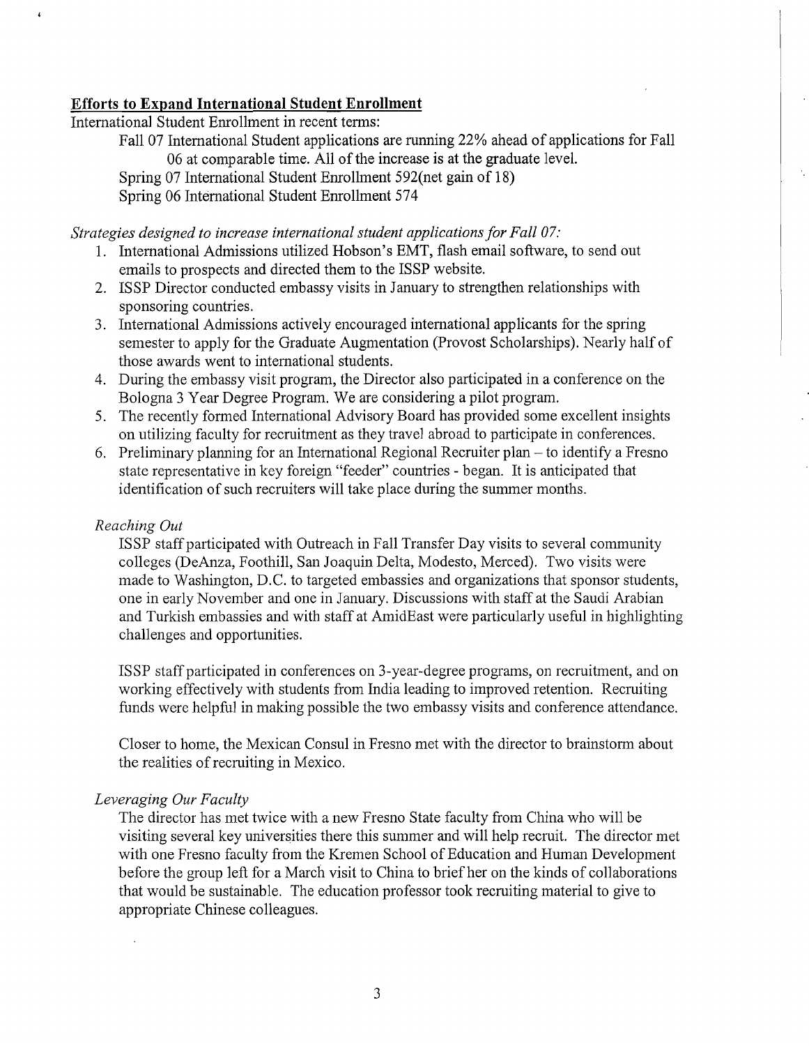## **Efforts to Expand International Student Enrollment**

International Student Enrollment in recent terms:

Fall 07 International Student applications are running 22% ahead of applications for Fall 06 at comparable time. All of the increase is at the graduate level.

Spring 07 International Student Enrollment 592(net gain of 18)

Spring 06 International Student Enrollment 574

*Strategies designed to increase international student applications for Fall 07:*

1. International Admissions utilized Hobson's EMT, flash email software, to send out emails to prospects and directed them to the ISSP website.
2. ISSP Director conducted embassy visits in January to strengthen relationships with sponsoring countries.
3. International Admissions actively encouraged international applicants for the spring semester to apply for the Graduate Augmentation (Provost Scholarships). Nearly half of those awards went to international students.
4. During the embassy visit program, the Director also participated in a conference on the Bologna 3 Year Degree Program. We are considering a pilot program.
5. The recently formed International Advisory Board has provided some excellent insights on utilizing faculty for recruitment as they travel abroad to participate in conferences.
6. Preliminary planning for an International Regional Recruiter plan – to identify a Fresno state representative in key foreign "feeder" countries - began. It is anticipated that identification of such recruiters will take place during the summer months.

*Reaching Out*

ISSP staff participated with Outreach in Fall Transfer Day visits to several community colleges (DeAnza, Foothill, San Joaquin Delta, Modesto, Merced). Two visits were made to Washington, D.C. to targeted embassies and organizations that sponsor students, one in early November and one in January. Discussions with staff at the Saudi Arabian and Turkish embassies and with staff at AmidEast were particularly useful in highlighting challenges and opportunities.

ISSP staff participated in conferences on 3-year-degree programs, on recruitment, and on working effectively with students from India leading to improved retention. Recruiting funds were helpful in making possible the two embassy visits and conference attendance.

Closer to home, the Mexican Consul in Fresno met with the director to brainstorm about the realities of recruiting in Mexico.

*Leveraging Our Faculty*

The director has met twice with a new Fresno State faculty from China who will be visiting several key universities there this summer and will help recruit. The director met with one Fresno faculty from the Kremen School of Education and Human Development before the group left for a March visit to China to brief her on the kinds of collaborations that would be sustainable. The education professor took recruiting material to give to appropriate Chinese colleagues.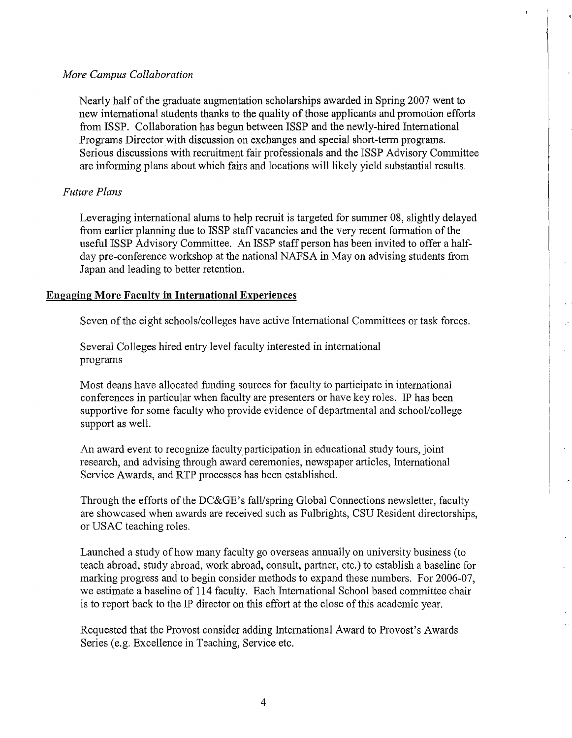*More Campus Collaboration*

Nearly half of the graduate augmentation scholarships awarded in Spring 2007 went to new international students thanks to the quality of those applicants and promotion efforts from ISSP. Collaboration has begun between ISSP and the newly-hired International Programs Director with discussion on exchanges and special short-term programs. Serious discussions with recruitment fair professionals and the ISSP Advisory Committee are informing plans about which fairs and locations will likely yield substantial results.

*Future Plans*

Leveraging international alums to help recruit is targeted for summer 08, slightly delayed from earlier planning due to ISSP staff vacancies and the very recent formation of the useful ISSP Advisory Committee. An ISSP staff person has been invited to offer a half-day pre-conference workshop at the national NAFSA in May on advising students from Japan and leading to better retention.

**Engaging More Faculty in International Experiences**

Seven of the eight schools/colleges have active International Committees or task forces.

Several Colleges hired entry level faculty interested in international programs

Most deans have allocated funding sources for faculty to participate in international conferences in particular when faculty are presenters or have key roles. IP has been supportive for some faculty who provide evidence of departmental and school/college support as well.

An award event to recognize faculty participation in educational study tours, joint research, and advising through award ceremonies, newspaper articles, International Service Awards, and RTP processes has been established.

Through the efforts of the DC&GE's fall/spring Global Connections newsletter, faculty are showcased when awards are received such as Fulbrights, CSU Resident directorships, or USAC teaching roles.

Launched a study of how many faculty go overseas annually on university business (to teach abroad, study abroad, work abroad, consult, partner, etc.) to establish a baseline for marking progress and to begin consider methods to expand these numbers. For 2006-07, we estimate a baseline of 114 faculty. Each International School based committee chair is to report back to the IP director on this effort at the close of this academic year.

Requested that the Provost consider adding International Award to Provost's Awards Series (e.g. Excellence in Teaching, Service etc.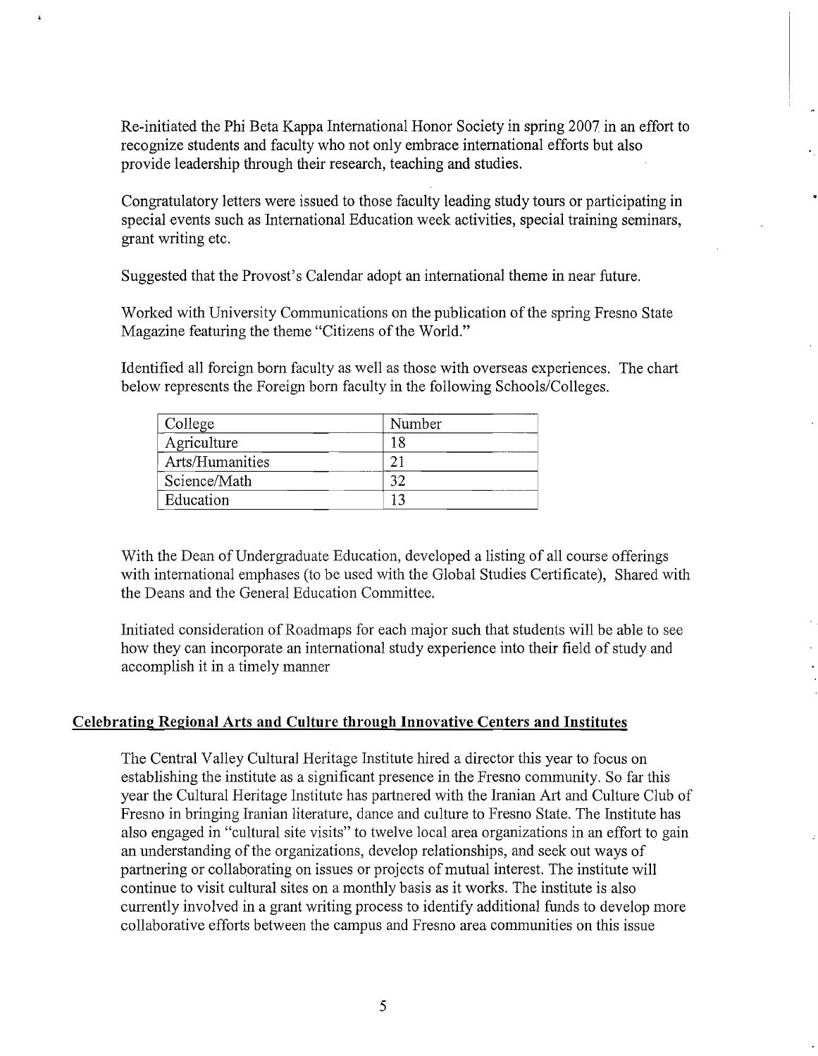Re-initiated the Phi Beta Kappa International Honor Society in spring 2007 in an effort to recognize students and faculty who not only embrace international efforts but also provide leadership through their research, teaching and studies.

Congratulatory letters were issued to those faculty leading study tours or participating in special events such as International Education week activities, special training seminars, grant writing etc.

Suggested that the Provost's Calendar adopt an international theme in near future.

Worked with University Communications on the publication of the spring Fresno State Magazine featuring the theme "Citizens of the World."

Identified all foreign born faculty as well as those with overseas experiences. The chart below represents the Foreign born faculty in the following Schools/Colleges.

| College | Number |
|---|---|
| Agriculture | 18 |
| Arts/Humanities | 21 |
| Science/Math | 32 |
| Education | 13 |

With the Dean of Undergraduate Education, developed a listing of all course offerings with international emphases (to be used with the Global Studies Certificate), Shared with the Deans and the General Education Committee.

Initiated consideration of Roadmaps for each major such that students will be able to see how they can incorporate an international study experience into their field of study and accomplish it in a timely manner

## Celebrating Regional Arts and Culture through Innovative Centers and Institutes

The Central Valley Cultural Heritage Institute hired a director this year to focus on establishing the institute as a significant presence in the Fresno community. So far this year the Cultural Heritage Institute has partnered with the Iranian Art and Culture Club of Fresno in bringing Iranian literature, dance and culture to Fresno State. The Institute has also engaged in "cultural site visits" to twelve local area organizations in an effort to gain an understanding of the organizations, develop relationships, and seek out ways of partnering or collaborating on issues or projects of mutual interest. The institute will continue to visit cultural sites on a monthly basis as it works. The institute is also currently involved in a grant writing process to identify additional funds to develop more collaborative efforts between the campus and Fresno area communities on this issue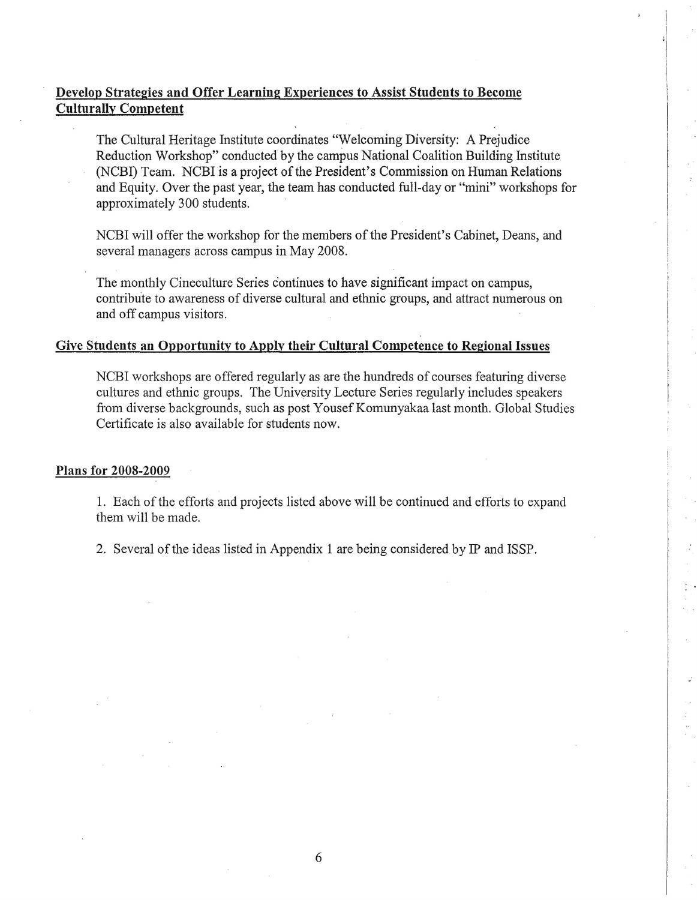## Develop Strategies and Offer Learning Experiences to Assist Students to Become Culturally Competent

The Cultural Heritage Institute coordinates "Welcoming Diversity: A Prejudice Reduction Workshop" conducted by the campus National Coalition Building Institute (NCBI) Team. NCBI is a project of the President's Commission on Human Relations and Equity. Over the past year, the team has conducted full-day or "mini" workshops for approximately 300 students.

NCBI will offer the workshop for the members of the President's Cabinet, Deans, and several managers across campus in May 2008.

The monthly Cineculture Series continues to have significant impact on campus, contribute to awareness of diverse cultural and ethnic groups, and attract numerous on and off campus visitors.

## Give Students an Opportunity to Apply their Cultural Competence to Regional Issues

NCBI workshops are offered regularly as are the hundreds of courses featuring diverse cultures and ethnic groups. The University Lecture Series regularly includes speakers from diverse backgrounds, such as post Yousef Komunyakaa last month. Global Studies Certificate is also available for students now.

## Plans for 2008-2009

1. Each of the efforts and projects listed above will be continued and efforts to expand them will be made.

2. Several of the ideas listed in Appendix 1 are being considered by IP and ISSP.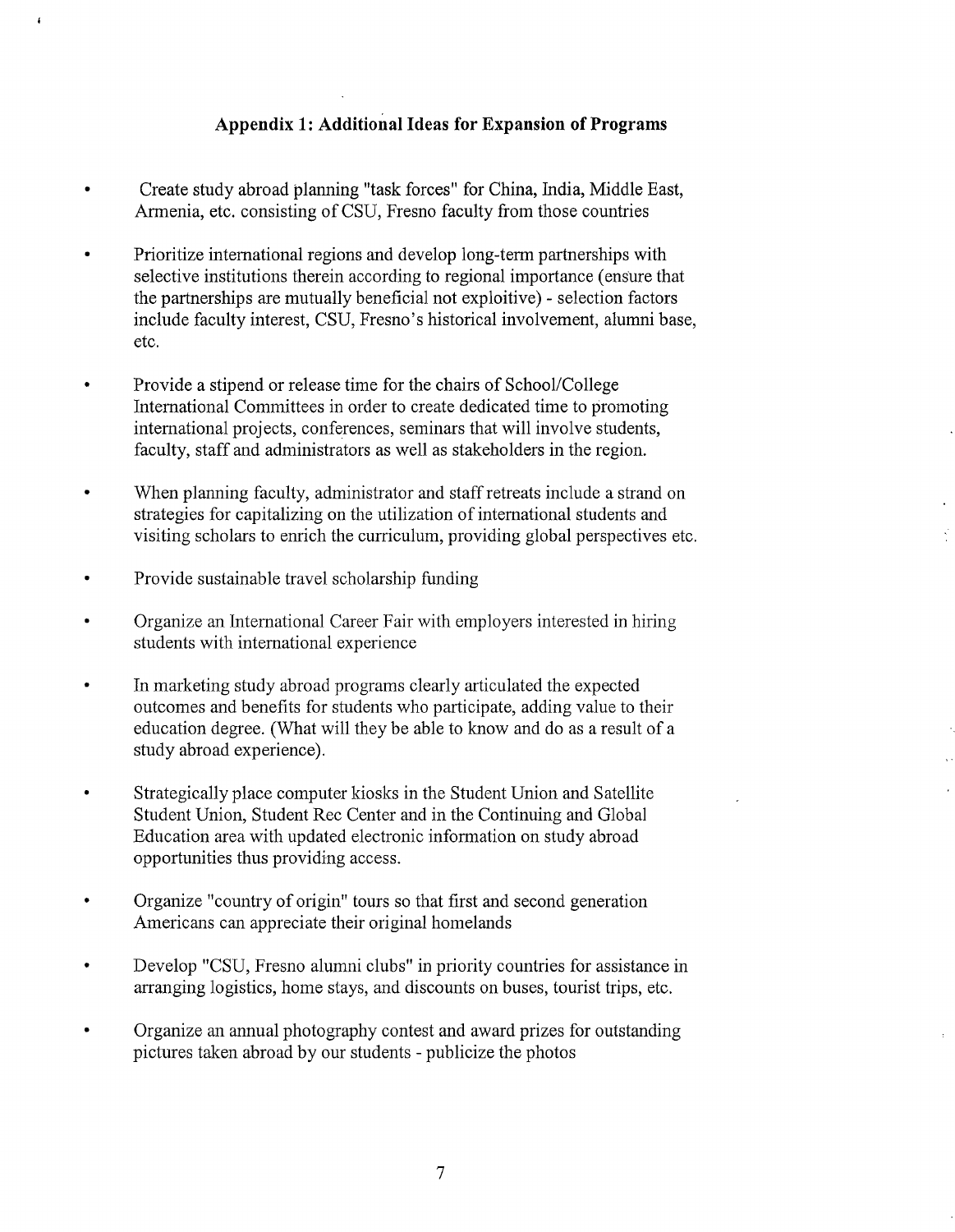## Appendix 1: Additional Ideas for Expansion of Programs

- Create study abroad planning "task forces" for China, India, Middle East, Armenia, etc. consisting of CSU, Fresno faculty from those countries
- Prioritize international regions and develop long-term partnerships with selective institutions therein according to regional importance (ensure that the partnerships are mutually beneficial not exploitive) - selection factors include faculty interest, CSU, Fresno's historical involvement, alumni base, etc.
- Provide a stipend or release time for the chairs of School/College International Committees in order to create dedicated time to promoting international projects, conferences, seminars that will involve students, faculty, staff and administrators as well as stakeholders in the region.
- When planning faculty, administrator and staff retreats include a strand on strategies for capitalizing on the utilization of international students and visiting scholars to enrich the curriculum, providing global perspectives etc.
- Provide sustainable travel scholarship funding
- Organize an International Career Fair with employers interested in hiring students with international experience
- In marketing study abroad programs clearly articulated the expected outcomes and benefits for students who participate, adding value to their education degree. (What will they be able to know and do as a result of a study abroad experience).
- Strategically place computer kiosks in the Student Union and Satellite Student Union, Student Rec Center and in the Continuing and Global Education area with updated electronic information on study abroad opportunities thus providing access.
- Organize "country of origin" tours so that first and second generation Americans can appreciate their original homelands
- Develop "CSU, Fresno alumni clubs" in priority countries for assistance in arranging logistics, home stays, and discounts on buses, tourist trips, etc.
- Organize an annual photography contest and award prizes for outstanding pictures taken abroad by our students - publicize the photos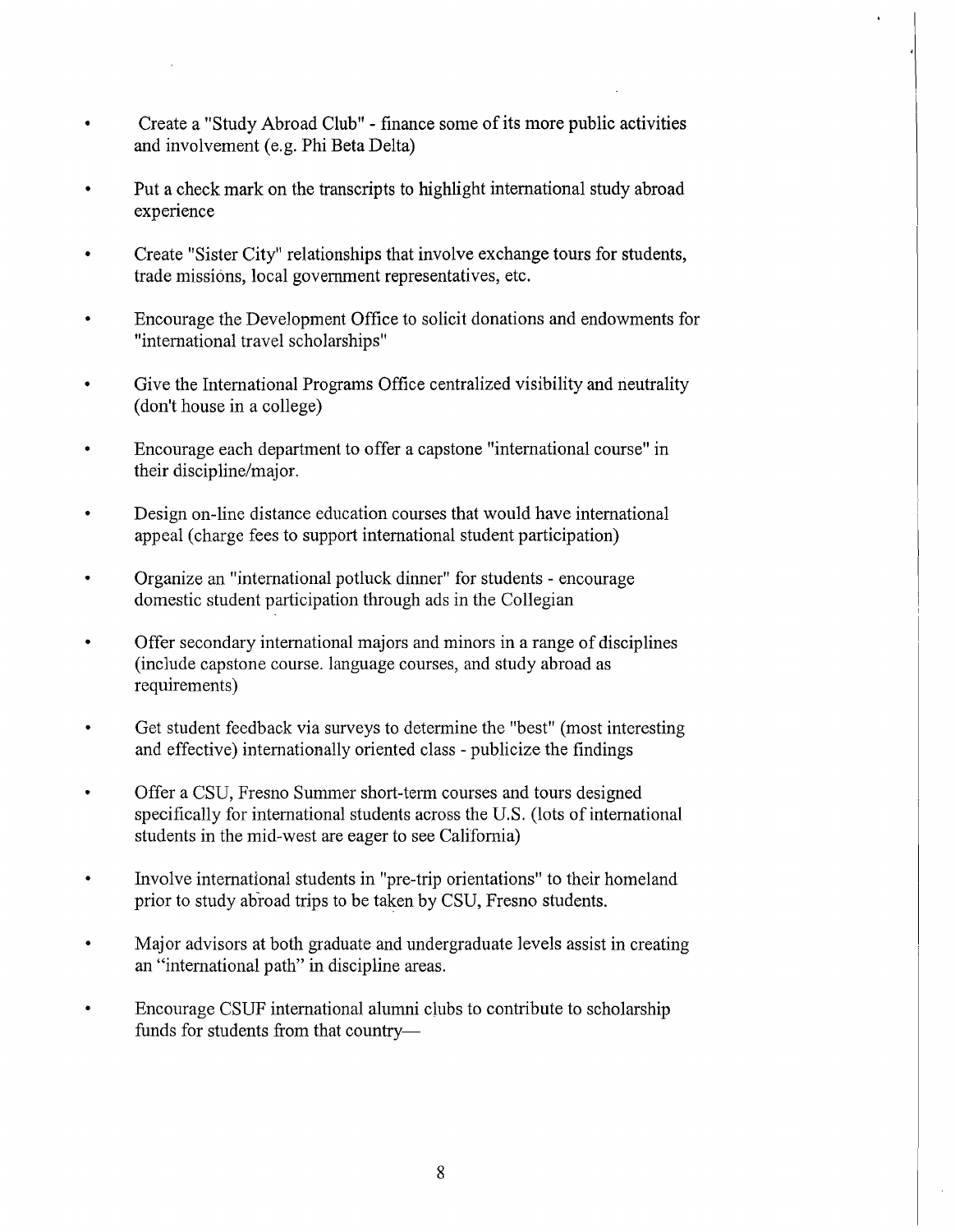- Create a "Study Abroad Club" - finance some of its more public activities and involvement (e.g. Phi Beta Delta)
- Put a check mark on the transcripts to highlight international study abroad experience
- Create "Sister City" relationships that involve exchange tours for students, trade missions, local government representatives, etc.
- Encourage the Development Office to solicit donations and endowments for "international travel scholarships"
- Give the International Programs Office centralized visibility and neutrality (don't house in a college)
- Encourage each department to offer a capstone "international course" in their discipline/major.
- Design on-line distance education courses that would have international appeal (charge fees to support international student participation)
- Organize an "international potluck dinner" for students - encourage domestic student participation through ads in the Collegian
- Offer secondary international majors and minors in a range of disciplines (include capstone course. language courses, and study abroad as requirements)
- Get student feedback via surveys to determine the "best" (most interesting and effective) internationally oriented class - publicize the findings
- Offer a CSU, Fresno Summer short-term courses and tours designed specifically for international students across the U.S. (lots of international students in the mid-west are eager to see California)
- Involve international students in "pre-trip orientations" to their homeland prior to study abroad trips to be taken by CSU, Fresno students.
- Major advisors at both graduate and undergraduate levels assist in creating an "international path" in discipline areas.
- Encourage CSUF international alumni clubs to contribute to scholarship funds for students from that country—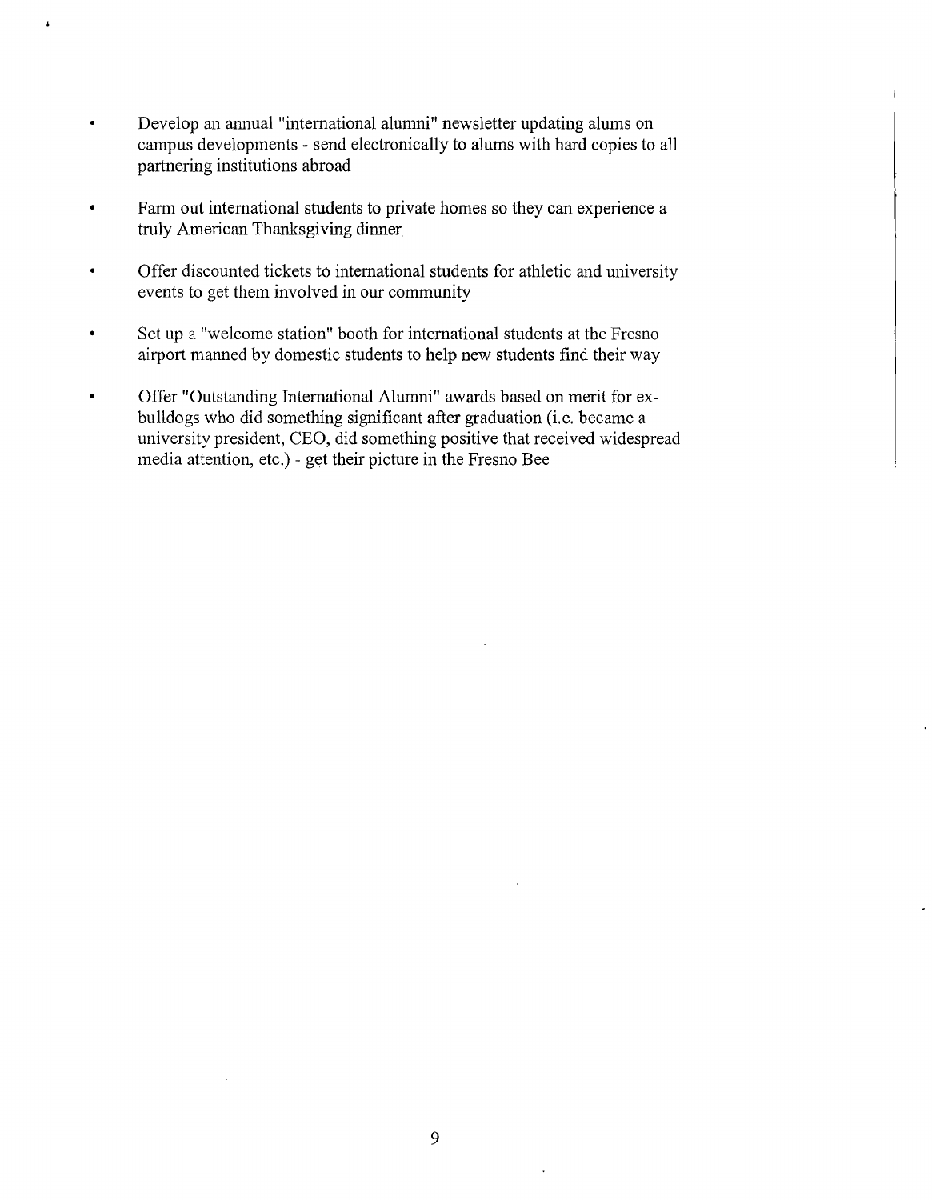- Develop an annual "international alumni" newsletter updating alums on campus developments - send electronically to alums with hard copies to all partnering institutions abroad

- Farm out international students to private homes so they can experience a truly American Thanksgiving dinner

- Offer discounted tickets to international students for athletic and university events to get them involved in our community

- Set up a "welcome station" booth for international students at the Fresno airport manned by domestic students to help new students find their way

- Offer "Outstanding International Alumni" awards based on merit for ex-bulldogs who did something significant after graduation (i.e. became a university president, CEO, did something positive that received widespread media attention, etc.) - get their picture in the Fresno Bee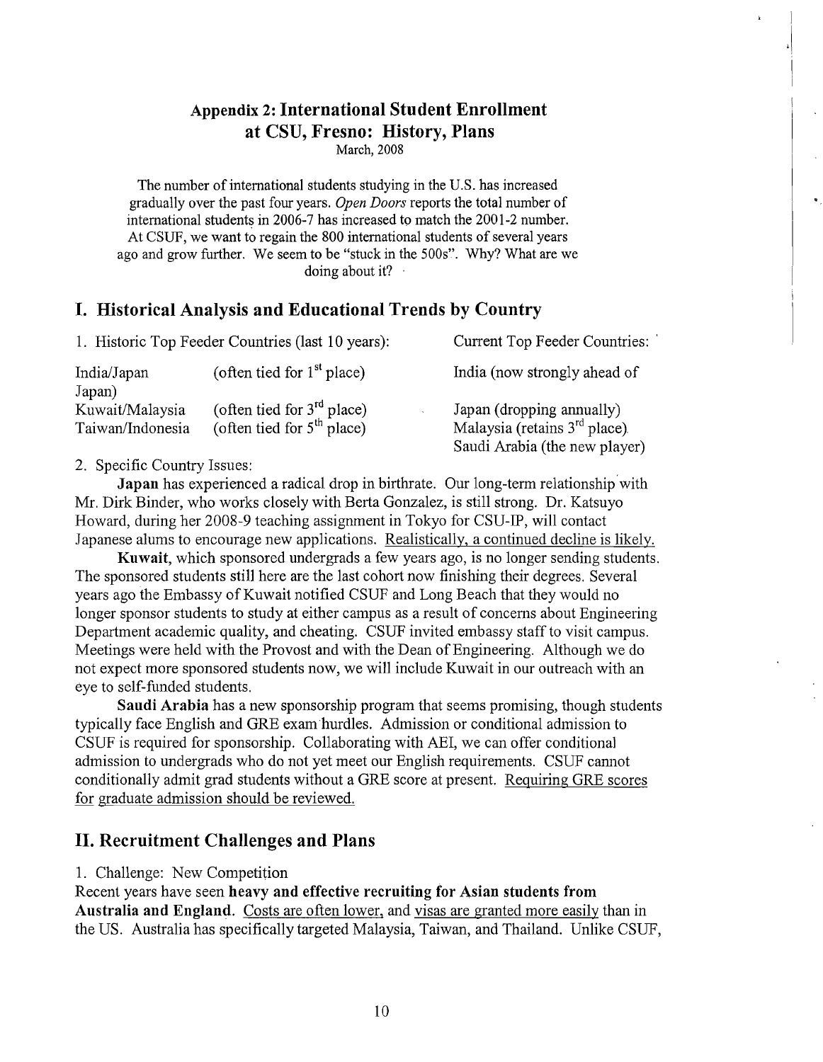## Appendix 2: International Student Enrollment at CSU, Fresno: History, Plans

March, 2008

The number of international students studying in the U.S. has increased gradually over the past four years. *Open Doors* reports the total number of international students in 2006-7 has increased to match the 2001-2 number. At CSUF, we want to regain the 800 international students of several years ago and grow further. We seem to be "stuck in the 500s". Why? What are we doing about it?

## I. Historical Analysis and Educational Trends by Country

1. Historic Top Feeder Countries (last 10 years):

| Historic Top Feeder Countries | | Current Top Feeder Countries |
|---|---|---|
| India/Japan | (often tied for 1st place) | India (now strongly ahead of Japan) |
| Kuwait/Malaysia | (often tied for 3rd place) | Japan (dropping annually) |
| Taiwan/Indonesia | (often tied for 5th place) | Malaysia (retains 3rd place) |
| | | Saudi Arabia (the new player) |

2. Specific Country Issues:

**Japan** has experienced a radical drop in birthrate. Our long-term relationship with Mr. Dirk Binder, who works closely with Berta Gonzalez, is still strong. Dr. Katsuyo Howard, during her 2008-9 teaching assignment in Tokyo for CSU-IP, will contact Japanese alums to encourage new applications. Realistically, a continued decline is likely.

**Kuwait**, which sponsored undergrads a few years ago, is no longer sending students. The sponsored students still here are the last cohort now finishing their degrees. Several years ago the Embassy of Kuwait notified CSUF and Long Beach that they would no longer sponsor students to study at either campus as a result of concerns about Engineering Department academic quality, and cheating. CSUF invited embassy staff to visit campus. Meetings were held with the Provost and with the Dean of Engineering. Although we do not expect more sponsored students now, we will include Kuwait in our outreach with an eye to self-funded students.

**Saudi Arabia** has a new sponsorship program that seems promising, though students typically face English and GRE exam hurdles. Admission or conditional admission to CSUF is required for sponsorship. Collaborating with AEI, we can offer conditional admission to undergrads who do not yet meet our English requirements. CSUF cannot conditionally admit grad students without a GRE score at present. Requiring GRE scores for graduate admission should be reviewed.

## II. Recruitment Challenges and Plans

1. Challenge: New Competition

Recent years have seen **heavy and effective recruiting for Asian students from Australia and England**. Costs are often lower, and visas are granted more easily than in the US. Australia has specifically targeted Malaysia, Taiwan, and Thailand. Unlike CSUF,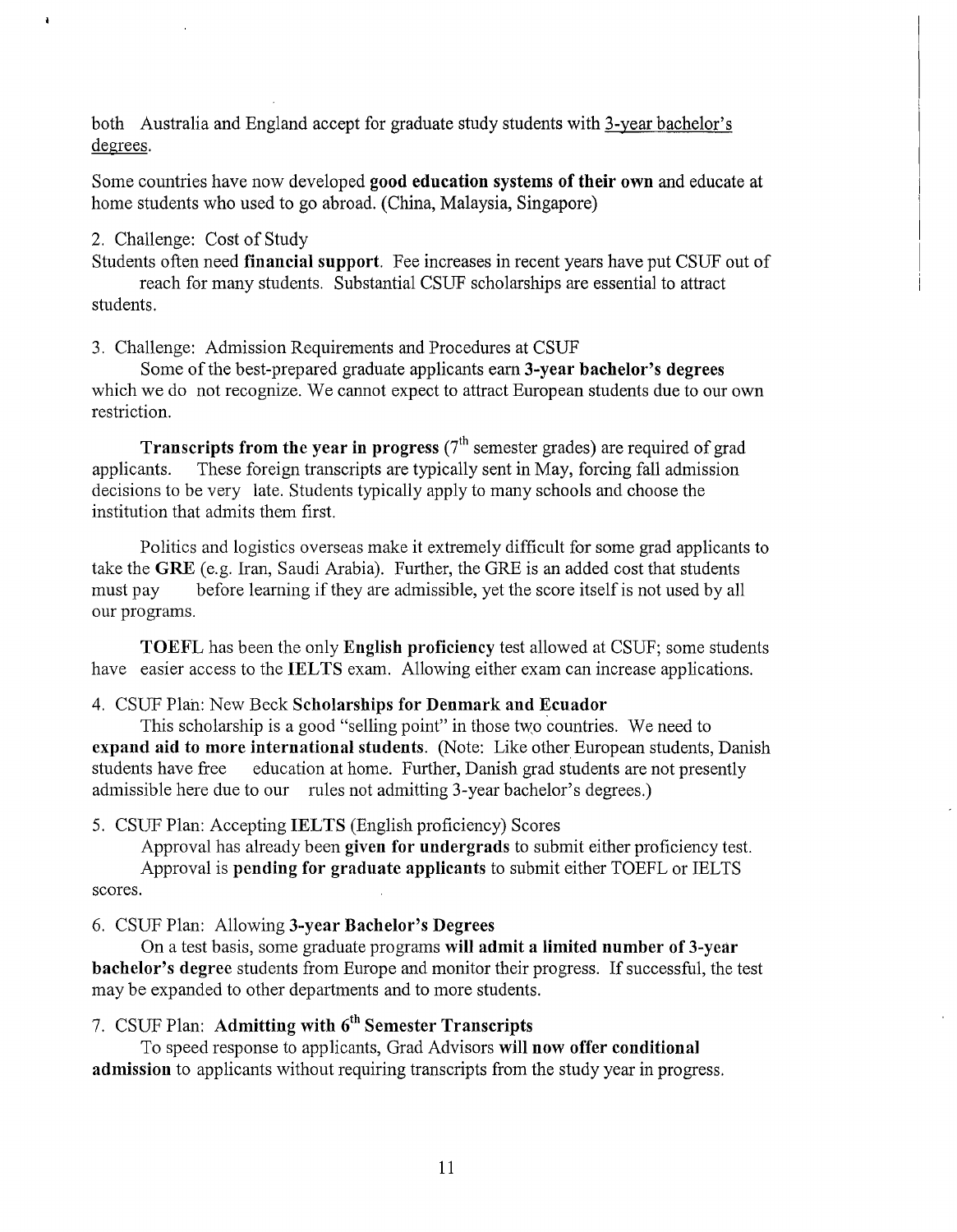both Australia and England accept for graduate study students with 3-year bachelor's degrees.

Some countries have now developed **good education systems of their own** and educate at home students who used to go abroad. (China, Malaysia, Singapore)

2. Challenge: Cost of Study

Students often need **financial support**. Fee increases in recent years have put CSUF out of reach for many students. Substantial CSUF scholarships are essential to attract students.

3. Challenge: Admission Requirements and Procedures at CSUF

Some of the best-prepared graduate applicants earn **3-year bachelor's degrees** which we do not recognize. We cannot expect to attract European students due to our own restriction.

**Transcripts from the year in progress** (7th semester grades) are required of grad applicants. These foreign transcripts are typically sent in May, forcing fall admission decisions to be very late. Students typically apply to many schools and choose the institution that admits them first.

Politics and logistics overseas make it extremely difficult for some grad applicants to take the **GRE** (e.g. Iran, Saudi Arabia). Further, the GRE is an added cost that students must pay before learning if they are admissible, yet the score itself is not used by all our programs.

**TOEFL** has been the only **English proficiency** test allowed at CSUF; some students have easier access to the **IELTS** exam. Allowing either exam can increase applications.

4. CSUF Plan: New Beck **Scholarships for Denmark and Ecuador**

This scholarship is a good "selling point" in those two countries. We need to **expand aid to more international students**. (Note: Like other European students, Danish students have free education at home. Further, Danish grad students are not presently admissible here due to our rules not admitting 3-year bachelor's degrees.)

5. CSUF Plan: Accepting **IELTS** (English proficiency) Scores

Approval has already been **given for undergrads** to submit either proficiency test.

Approval is **pending for graduate applicants** to submit either TOEFL or IELTS scores.

6. CSUF Plan: Allowing **3-year Bachelor's Degrees**

On a test basis, some graduate programs **will admit a limited number of 3-year bachelor's degree** students from Europe and monitor their progress. If successful, the test may be expanded to other departments and to more students.

7. CSUF Plan: **Admitting with 6th Semester Transcripts**

To speed response to applicants, Grad Advisors **will now offer conditional admission** to applicants without requiring transcripts from the study year in progress.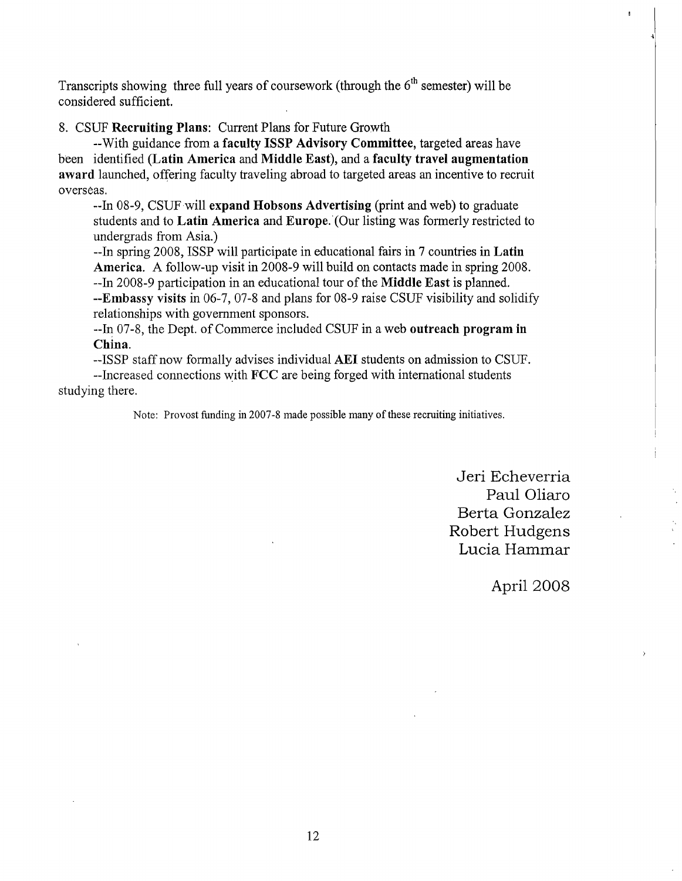Transcripts showing three full years of coursework (through the 6th semester) will be considered sufficient.

8. CSUF **Recruiting Plans**: Current Plans for Future Growth

--With guidance from a **faculty ISSP Advisory Committee**, targeted areas have been identified (**Latin America** and **Middle East**), and a **faculty travel augmentation award** launched, offering faculty traveling abroad to targeted areas an incentive to recruit overseas.

--In 08-9, CSUF will **expand Hobsons Advertising** (print and web) to graduate students and to **Latin America** and **Europe**. (Our listing was formerly restricted to undergrads from Asia.)

--In spring 2008, ISSP will participate in educational fairs in 7 countries in **Latin America**. A follow-up visit in 2008-9 will build on contacts made in spring 2008.

--In 2008-9 participation in an educational tour of the **Middle East** is planned.

--**Embassy visits** in 06-7, 07-8 and plans for 08-9 raise CSUF visibility and solidify relationships with government sponsors.

--In 07-8, the Dept. of Commerce included CSUF in a web **outreach program in China**.

--ISSP staff now formally advises individual **AEI** students on admission to CSUF.

--Increased connections with **FCC** are being forged with international students studying there.

Note: Provost funding in 2007-8 made possible many of these recruiting initiatives.

Jeri Echeverria
Paul Oliaro
Berta Gonzalez
Robert Hudgens
Lucia Hammar

April 2008